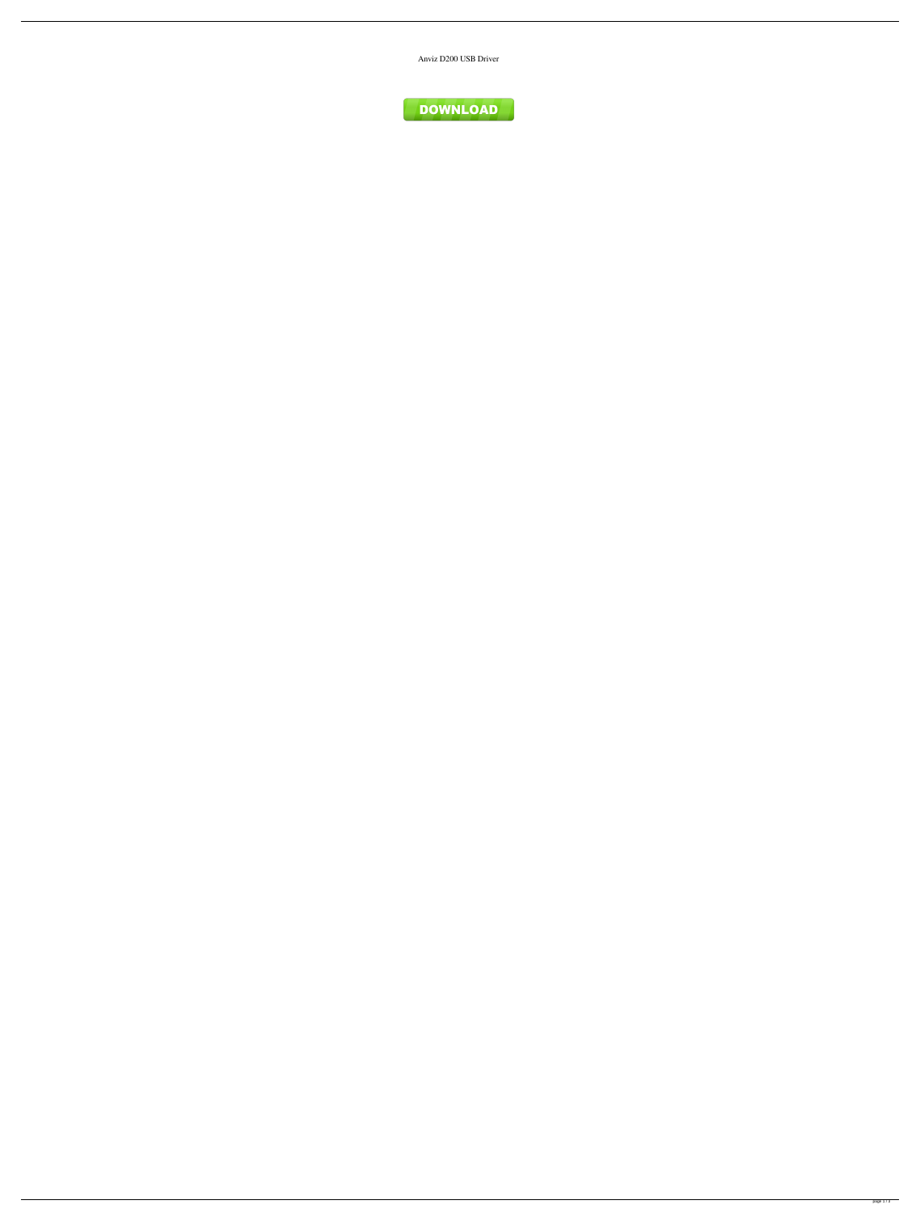Anviz D200 USB Driver

DOWNLOAD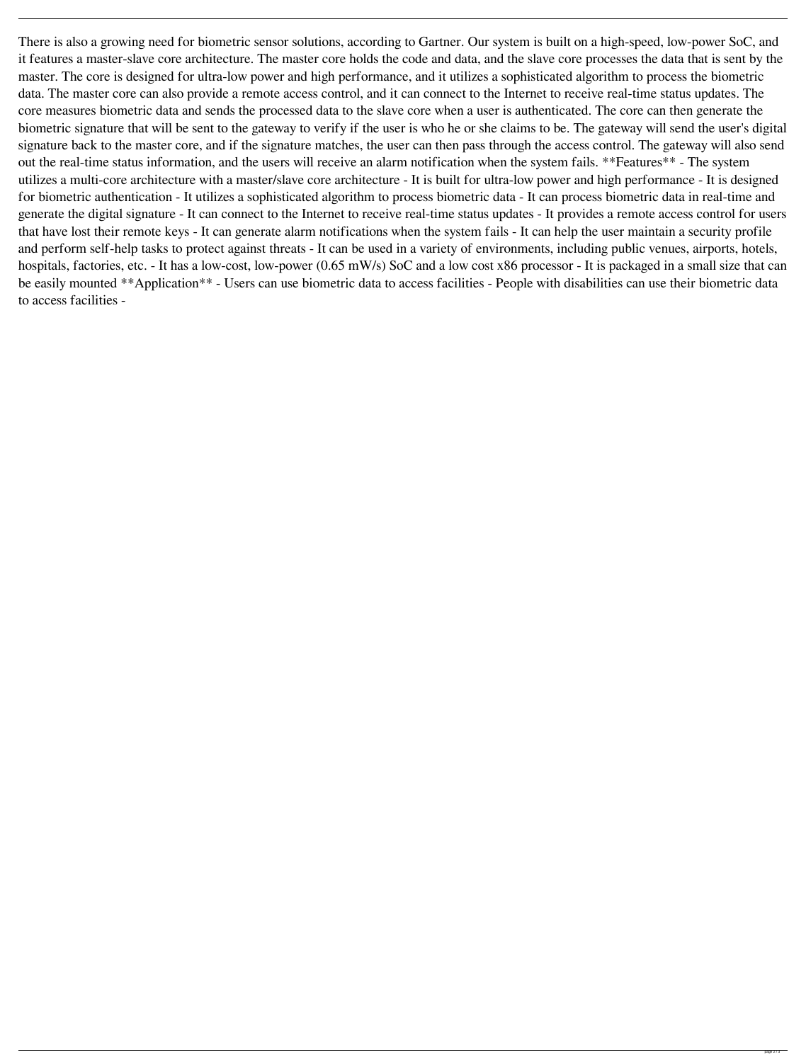There is also a growing need for biometric sensor solutions, according to Gartner. Our system is built on a high-speed, low-power SoC, and it features a master-slave core architecture. The master core holds the code and data, and the slave core processes the data that is sent by the master. The core is designed for ultra-low power and high performance, and it utilizes a sophisticated algorithm to process the biometric data. The master core can also provide a remote access control, and it can connect to the Internet to receive real-time status updates. The core measures biometric data and sends the processed data to the slave core when a user is authenticated. The core can then generate the biometric signature that will be sent to the gateway to verify if the user is who he or she claims to be. The gateway will send the user's digital signature back to the master core, and if the signature matches, the user can then pass through the access control. The gateway will also send out the real-time status information, and the users will receive an alarm notification when the system fails. **Features** - The system utilizes a multi-core architecture with a master/slave core architecture - It is built for ultra-low power and high performance - It is designed for biometric authentication - It utilizes a sophisticated algorithm to process biometric data - It can process biometric data in real-time and generate the digital signature - It can connect to the Internet to receive real-time status updates - It provides a remote access control for users that have lost their remote keys - It can generate alarm notifications when the system fails - It can help the user maintain a security profile and perform self-help tasks to protect against threats - It can be used in a variety of environments, including public venues, airports, hotels, hospitals, factories, etc. - It has a low-cost, low-power (0.65 mW/s) SoC and a low cost x86 processor - It is packaged in a small size that can be easily mounted **Application** - Users can use biometric data to access facilities - People with disabilities can use their biometric data to access facilities -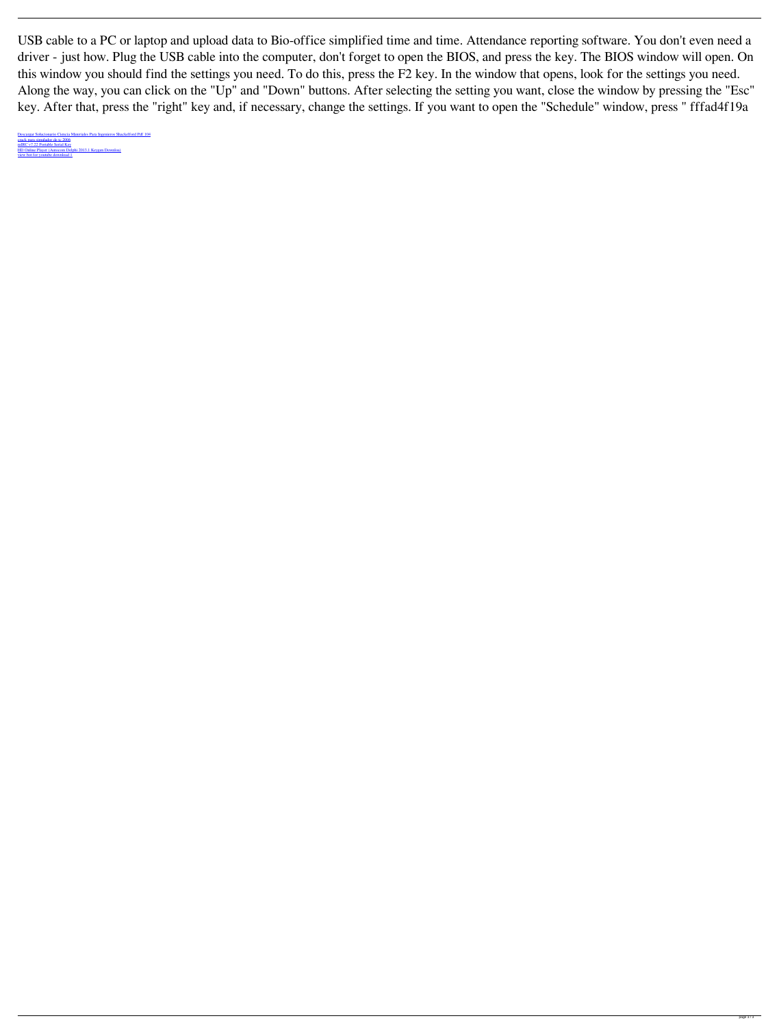USB cable to a PC or laptop and upload data to Bio-office simplified time and time. Attendance reporting software. You don't even need a driver - just how. Plug the USB cable into the computer, don't forget to open the BIOS, and press the key. The BIOS window will open. On this window you should find the settings you need. To do this, press the F2 key. In the window that opens, look for the settings you need. Along the way, you can click on the "Up" and "Down" buttons. After selecting the setting you want, close the window by pressing the "Esc" key. After that, press the "right" key and, if necessary, change the settings. If you want to open the "Schedule" window, press " fffad4f19a

Descargar Solucionario Ciencia Materiales Para Ingenieros Shackelford Pdf 104
crack para simulador de tc 2006
mIRC v7.22 Portable Serial Key
HD Online Player (Autocom Delphi 2013.1 Keygen Downloa)
view bot for youtube download 1